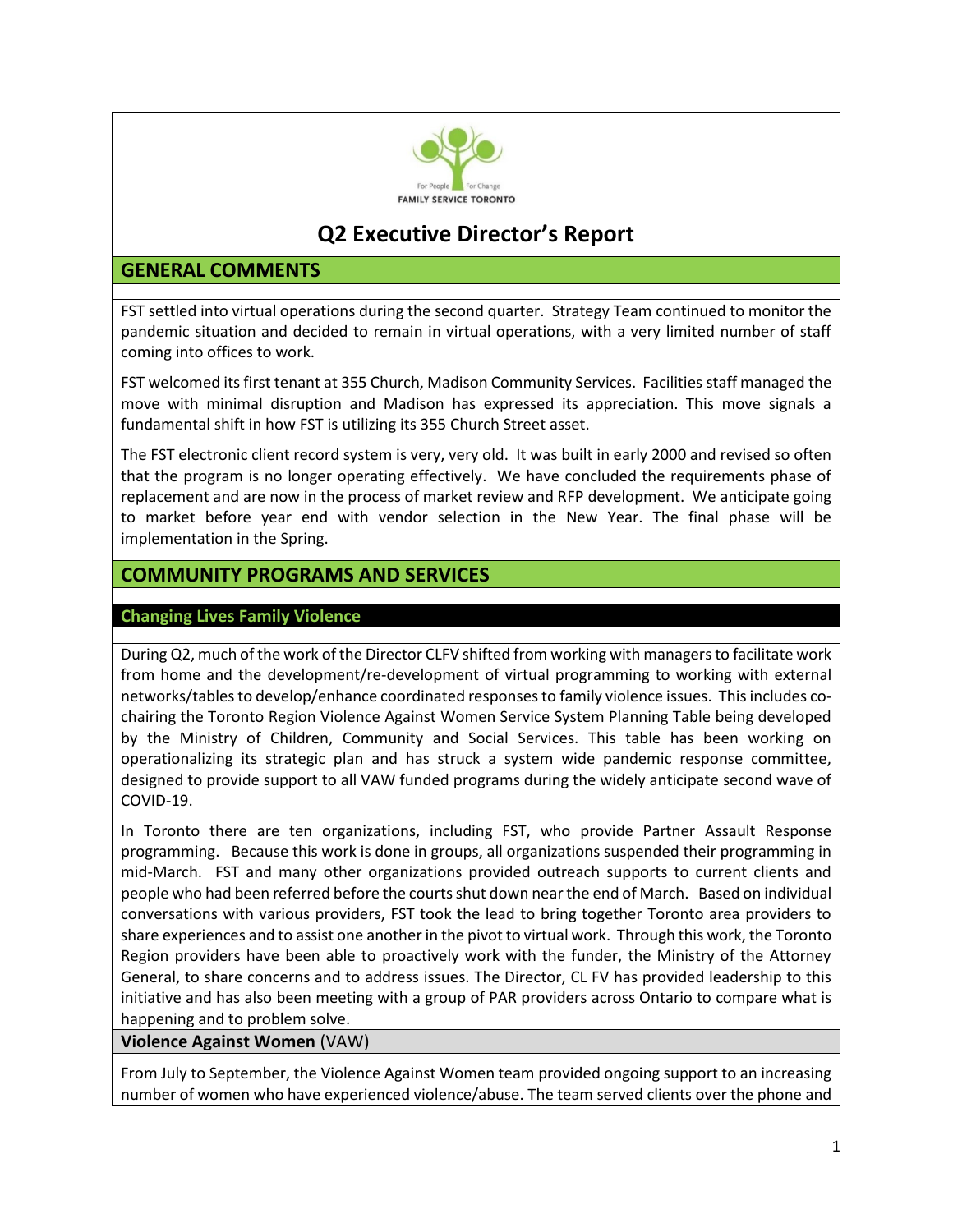# Q2 Executive Director's Report

## GENERAL COMMENTS

FST settled into virtual operations during the second quarter. Strategy Team continued to monitor the pandemic situation and decided to remain in virtual operations, with a very limited number of staff coming into offices to work.

FST welcomed its first tenant at 355 Church, Madison Community Services. Facilities staff managed the move with minimal disruption and Madison has expressed its appreciation. This move signals a fundamental shift in how FST is utilizing its 355 Church Street asset.

The FST electronic client record system is very, very old. It was built in early 2000 and revised so often that the program is no longer operating effectively. We have concluded the requirements phase of replacement and are now in the process of market review and RFP development. We anticipate going to market before year end with vendor selection in the New Year. The final phase will be implementation in the Spring.

## COMMUNITY PROGRAMS AND SERVICES

### Changing Lives Family Violence

During Q2, much of the work of the Director CLFV shifted from working with managers to facilitate work from home and the development/re-development of virtual programming to working with external networks/tables to develop/enhance coordinated responses to family violence issues. This includes co-chairing the Toronto Region Violence Against Women Service System Planning Table being developed by the Ministry of Children, Community and Social Services. This table has been working on operationalizing its strategic plan and has struck a system wide pandemic response committee, designed to provide support to all VAW funded programs during the widely anticipate second wave of COVID-19.

In Toronto there are ten organizations, including FST, who provide Partner Assault Response programming. Because this work is done in groups, all organizations suspended their programming in mid-March. FST and many other organizations provided outreach supports to current clients and people who had been referred before the courts shut down near the end of March. Based on individual conversations with various providers, FST took the lead to bring together Toronto area providers to share experiences and to assist one another in the pivot to virtual work. Through this work, the Toronto Region providers have been able to proactively work with the funder, the Ministry of the Attorney General, to share concerns and to address issues. The Director, CL FV has provided leadership to this initiative and has also been meeting with a group of PAR providers across Ontario to compare what is happening and to problem solve.

#### Violence Against Women (VAW)

From July to September, the Violence Against Women team provided ongoing support to an increasing number of women who have experienced violence/abuse. The team served clients over the phone and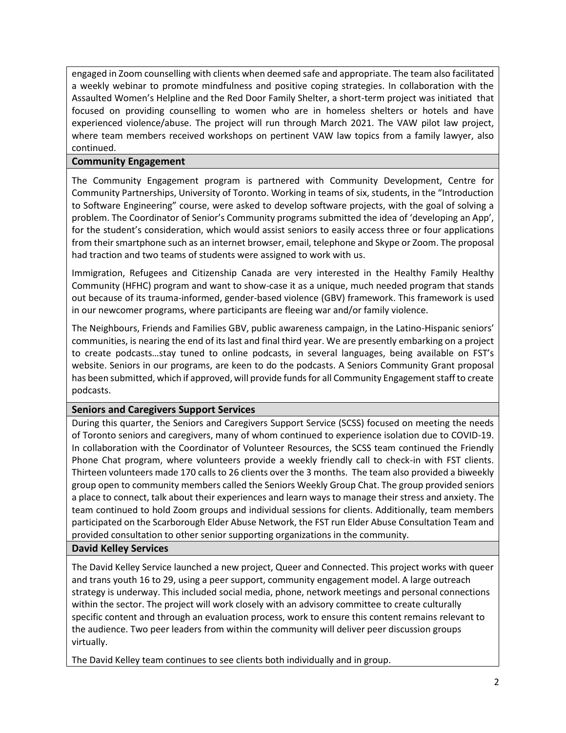engaged in Zoom counselling with clients when deemed safe and appropriate. The team also facilitated a weekly webinar to promote mindfulness and positive coping strategies. In collaboration with the Assaulted Women's Helpline and the Red Door Family Shelter, a short-term project was initiated that focused on providing counselling to women who are in homeless shelters or hotels and have experienced violence/abuse. The project will run through March 2021. The VAW pilot law project, where team members received workshops on pertinent VAW law topics from a family lawyer, also continued.

## Community Engagement

The Community Engagement program is partnered with Community Development, Centre for Community Partnerships, University of Toronto. Working in teams of six, students, in the "Introduction to Software Engineering" course, were asked to develop software projects, with the goal of solving a problem. The Coordinator of Senior's Community programs submitted the idea of 'developing an App', for the student's consideration, which would assist seniors to easily access three or four applications from their smartphone such as an internet browser, email, telephone and Skype or Zoom. The proposal had traction and two teams of students were assigned to work with us.

Immigration, Refugees and Citizenship Canada are very interested in the Healthy Family Healthy Community (HFHC) program and want to show-case it as a unique, much needed program that stands out because of its trauma-informed, gender-based violence (GBV) framework. This framework is used in our newcomer programs, where participants are fleeing war and/or family violence.

The Neighbours, Friends and Families GBV, public awareness campaign, in the Latino-Hispanic seniors' communities, is nearing the end of its last and final third year. We are presently embarking on a project to create podcasts…stay tuned to online podcasts, in several languages, being available on FST's website. Seniors in our programs, are keen to do the podcasts. A Seniors Community Grant proposal has been submitted, which if approved, will provide funds for all Community Engagement staff to create podcasts.

## Seniors and Caregivers Support Services

During this quarter, the Seniors and Caregivers Support Service (SCSS) focused on meeting the needs of Toronto seniors and caregivers, many of whom continued to experience isolation due to COVID-19. In collaboration with the Coordinator of Volunteer Resources, the SCSS team continued the Friendly Phone Chat program, where volunteers provide a weekly friendly call to check-in with FST clients. Thirteen volunteers made 170 calls to 26 clients over the 3 months. The team also provided a biweekly group open to community members called the Seniors Weekly Group Chat. The group provided seniors a place to connect, talk about their experiences and learn ways to manage their stress and anxiety. The team continued to hold Zoom groups and individual sessions for clients. Additionally, team members participated on the Scarborough Elder Abuse Network, the FST run Elder Abuse Consultation Team and provided consultation to other senior supporting organizations in the community.

## David Kelley Services

The David Kelley Service launched a new project, Queer and Connected. This project works with queer and trans youth 16 to 29, using a peer support, community engagement model. A large outreach strategy is underway. This included social media, phone, network meetings and personal connections within the sector. The project will work closely with an advisory committee to create culturally specific content and through an evaluation process, work to ensure this content remains relevant to the audience. Two peer leaders from within the community will deliver peer discussion groups virtually.

The David Kelley team continues to see clients both individually and in group.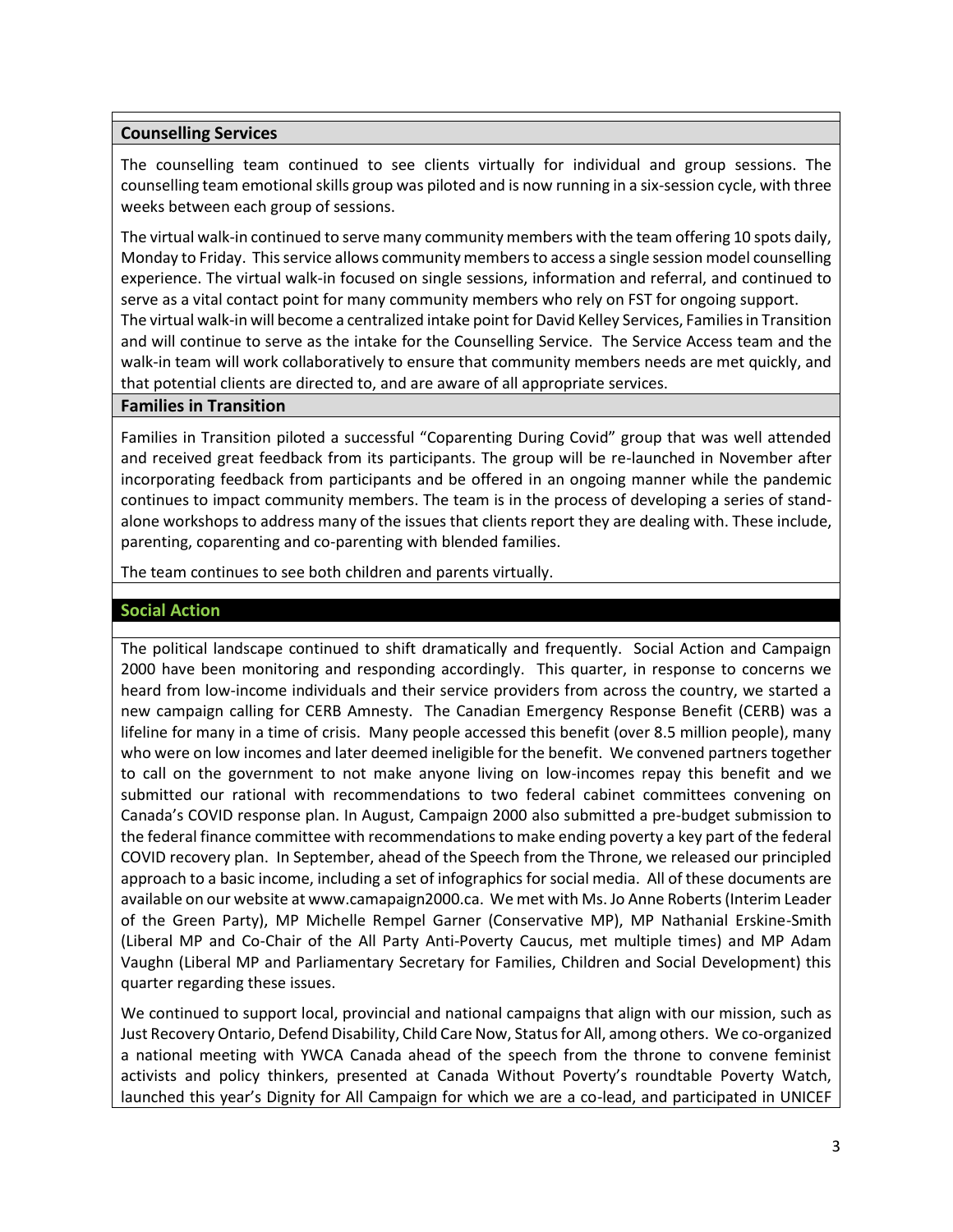## Counselling Services

The counselling team continued to see clients virtually for individual and group sessions. The counselling team emotional skills group was piloted and is now running in a six-session cycle, with three weeks between each group of sessions.

The virtual walk-in continued to serve many community members with the team offering 10 spots daily, Monday to Friday. This service allows community members to access a single session model counselling experience. The virtual walk-in focused on single sessions, information and referral, and continued to serve as a vital contact point for many community members who rely on FST for ongoing support. The virtual walk-in will become a centralized intake point for David Kelley Services, Families in Transition and will continue to serve as the intake for the Counselling Service. The Service Access team and the walk-in team will work collaboratively to ensure that community members needs are met quickly, and that potential clients are directed to, and are aware of all appropriate services.

## Families in Transition

Families in Transition piloted a successful "Coparenting During Covid" group that was well attended and received great feedback from its participants. The group will be re-launched in November after incorporating feedback from participants and be offered in an ongoing manner while the pandemic continues to impact community members. The team is in the process of developing a series of stand-alone workshops to address many of the issues that clients report they are dealing with. These include, parenting, coparenting and co-parenting with blended families.

The team continues to see both children and parents virtually.

## Social Action

The political landscape continued to shift dramatically and frequently. Social Action and Campaign 2000 have been monitoring and responding accordingly. This quarter, in response to concerns we heard from low-income individuals and their service providers from across the country, we started a new campaign calling for CERB Amnesty. The Canadian Emergency Response Benefit (CERB) was a lifeline for many in a time of crisis. Many people accessed this benefit (over 8.5 million people), many who were on low incomes and later deemed ineligible for the benefit. We convened partners together to call on the government to not make anyone living on low-incomes repay this benefit and we submitted our rational with recommendations to two federal cabinet committees convening on Canada's COVID response plan. In August, Campaign 2000 also submitted a pre-budget submission to the federal finance committee with recommendations to make ending poverty a key part of the federal COVID recovery plan. In September, ahead of the Speech from the Throne, we released our principled approach to a basic income, including a set of infographics for social media. All of these documents are available on our website at www.camapaign2000.ca. We met with Ms. Jo Anne Roberts (Interim Leader of the Green Party), MP Michelle Rempel Garner (Conservative MP), MP Nathanial Erskine-Smith (Liberal MP and Co-Chair of the All Party Anti-Poverty Caucus, met multiple times) and MP Adam Vaughn (Liberal MP and Parliamentary Secretary for Families, Children and Social Development) this quarter regarding these issues.

We continued to support local, provincial and national campaigns that align with our mission, such as Just Recovery Ontario, Defend Disability, Child Care Now, Status for All, among others. We co-organized a national meeting with YWCA Canada ahead of the speech from the throne to convene feminist activists and policy thinkers, presented at Canada Without Poverty's roundtable Poverty Watch, launched this year's Dignity for All Campaign for which we are a co-lead, and participated in UNICEF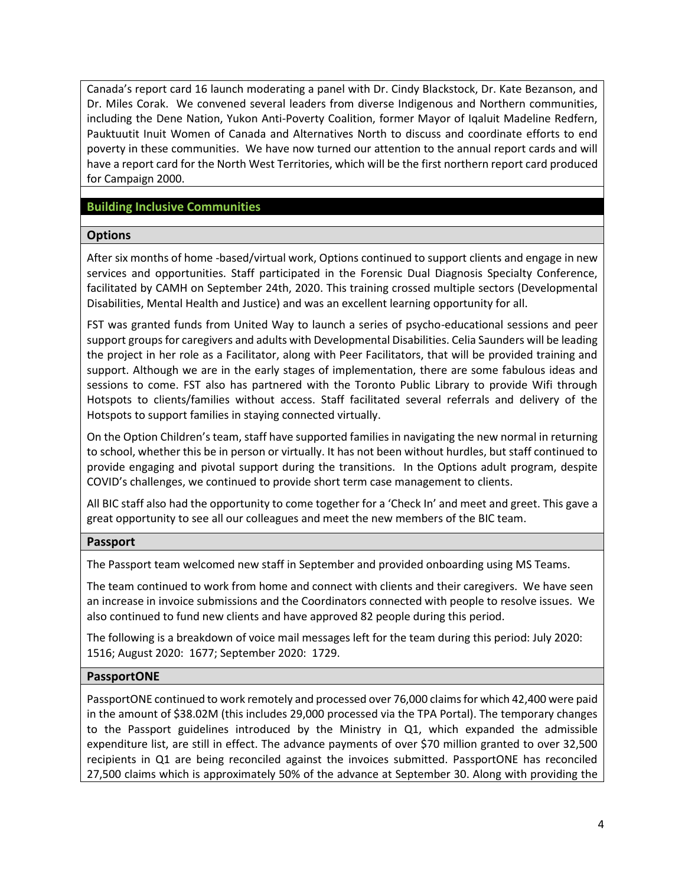Canada's report card 16 launch moderating a panel with Dr. Cindy Blackstock, Dr. Kate Bezanson, and Dr. Miles Corak. We convened several leaders from diverse Indigenous and Northern communities, including the Dene Nation, Yukon Anti-Poverty Coalition, former Mayor of Iqaluit Madeline Redfern, Pauktuutit Inuit Women of Canada and Alternatives North to discuss and coordinate efforts to end poverty in these communities. We have now turned our attention to the annual report cards and will have a report card for the North West Territories, which will be the first northern report card produced for Campaign 2000.

## Building Inclusive Communities

### Options

After six months of home -based/virtual work, Options continued to support clients and engage in new services and opportunities. Staff participated in the Forensic Dual Diagnosis Specialty Conference, facilitated by CAMH on September 24th, 2020. This training crossed multiple sectors (Developmental Disabilities, Mental Health and Justice) and was an excellent learning opportunity for all.

FST was granted funds from United Way to launch a series of psycho-educational sessions and peer support groups for caregivers and adults with Developmental Disabilities. Celia Saunders will be leading the project in her role as a Facilitator, along with Peer Facilitators, that will be provided training and support. Although we are in the early stages of implementation, there are some fabulous ideas and sessions to come. FST also has partnered with the Toronto Public Library to provide Wifi through Hotspots to clients/families without access. Staff facilitated several referrals and delivery of the Hotspots to support families in staying connected virtually.

On the Option Children's team, staff have supported families in navigating the new normal in returning to school, whether this be in person or virtually. It has not been without hurdles, but staff continued to provide engaging and pivotal support during the transitions. In the Options adult program, despite COVID's challenges, we continued to provide short term case management to clients.

All BIC staff also had the opportunity to come together for a 'Check In' and meet and greet. This gave a great opportunity to see all our colleagues and meet the new members of the BIC team.

### Passport

The Passport team welcomed new staff in September and provided onboarding using MS Teams.

The team continued to work from home and connect with clients and their caregivers. We have seen an increase in invoice submissions and the Coordinators connected with people to resolve issues. We also continued to fund new clients and have approved 82 people during this period.

The following is a breakdown of voice mail messages left for the team during this period: July 2020: 1516; August 2020: 1677; September 2020: 1729.

### PassportONE

PassportONE continued to work remotely and processed over 76,000 claims for which 42,400 were paid in the amount of $38.02M (this includes 29,000 processed via the TPA Portal). The temporary changes to the Passport guidelines introduced by the Ministry in Q1, which expanded the admissible expenditure list, are still in effect. The advance payments of over $70 million granted to over 32,500 recipients in Q1 are being reconciled against the invoices submitted. PassportONE has reconciled 27,500 claims which is approximately 50% of the advance at September 30. Along with providing the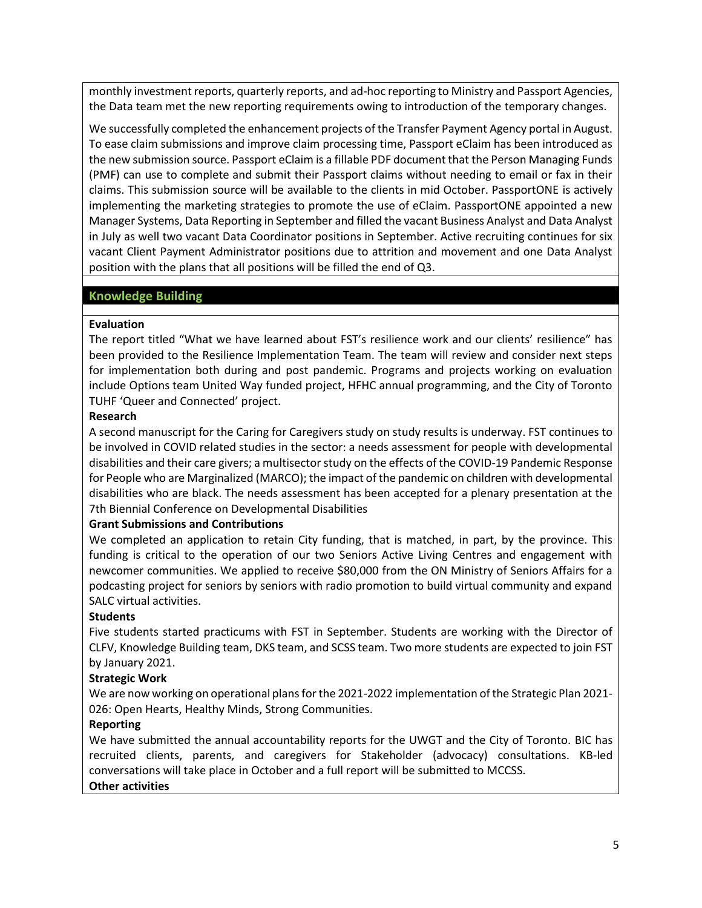monthly investment reports, quarterly reports, and ad-hoc reporting to Ministry and Passport Agencies, the Data team met the new reporting requirements owing to introduction of the temporary changes.

We successfully completed the enhancement projects of the Transfer Payment Agency portal in August. To ease claim submissions and improve claim processing time, Passport eClaim has been introduced as the new submission source. Passport eClaim is a fillable PDF document that the Person Managing Funds (PMF) can use to complete and submit their Passport claims without needing to email or fax in their claims. This submission source will be available to the clients in mid October. PassportONE is actively implementing the marketing strategies to promote the use of eClaim. PassportONE appointed a new Manager Systems, Data Reporting in September and filled the vacant Business Analyst and Data Analyst in July as well two vacant Data Coordinator positions in September. Active recruiting continues for six vacant Client Payment Administrator positions due to attrition and movement and one Data Analyst position with the plans that all positions will be filled the end of Q3.

## Knowledge Building

**Evaluation**

The report titled "What we have learned about FST's resilience work and our clients' resilience" has been provided to the Resilience Implementation Team. The team will review and consider next steps for implementation both during and post pandemic. Programs and projects working on evaluation include Options team United Way funded project, HFHC annual programming, and the City of Toronto TUHF 'Queer and Connected' project.

**Research**

A second manuscript for the Caring for Caregivers study on study results is underway. FST continues to be involved in COVID related studies in the sector: a needs assessment for people with developmental disabilities and their care givers; a multisector study on the effects of the COVID-19 Pandemic Response for People who are Marginalized (MARCO); the impact of the pandemic on children with developmental disabilities who are black. The needs assessment has been accepted for a plenary presentation at the 7th Biennial Conference on Developmental Disabilities

**Grant Submissions and Contributions**

We completed an application to retain City funding, that is matched, in part, by the province. This funding is critical to the operation of our two Seniors Active Living Centres and engagement with newcomer communities. We applied to receive $80,000 from the ON Ministry of Seniors Affairs for a podcasting project for seniors by seniors with radio promotion to build virtual community and expand SALC virtual activities.

**Students**

Five students started practicums with FST in September. Students are working with the Director of CLFV, Knowledge Building team, DKS team, and SCSS team. Two more students are expected to join FST by January 2021.

**Strategic Work**

We are now working on operational plans for the 2021-2022 implementation of the Strategic Plan 2021-026: Open Hearts, Healthy Minds, Strong Communities.

**Reporting**

We have submitted the annual accountability reports for the UWGT and the City of Toronto. BIC has recruited clients, parents, and caregivers for Stakeholder (advocacy) consultations. KB-led conversations will take place in October and a full report will be submitted to MCCSS.

**Other activities**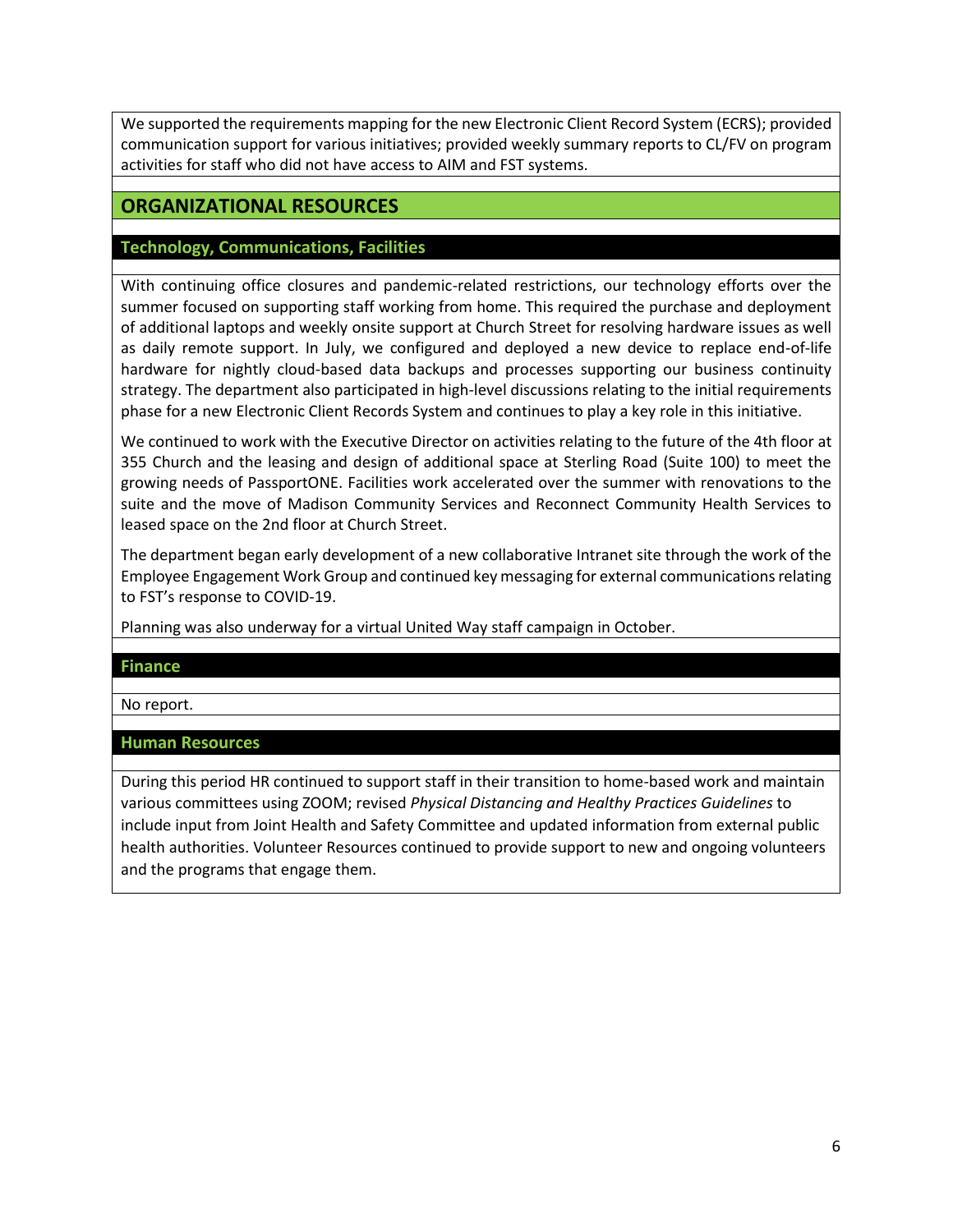We supported the requirements mapping for the new Electronic Client Record System (ECRS); provided communication support for various initiatives; provided weekly summary reports to CL/FV on program activities for staff who did not have access to AIM and FST systems.

## ORGANIZATIONAL RESOURCES

### Technology, Communications, Facilities

With continuing office closures and pandemic-related restrictions, our technology efforts over the summer focused on supporting staff working from home. This required the purchase and deployment of additional laptops and weekly onsite support at Church Street for resolving hardware issues as well as daily remote support. In July, we configured and deployed a new device to replace end-of-life hardware for nightly cloud-based data backups and processes supporting our business continuity strategy. The department also participated in high-level discussions relating to the initial requirements phase for a new Electronic Client Records System and continues to play a key role in this initiative.

We continued to work with the Executive Director on activities relating to the future of the 4th floor at 355 Church and the leasing and design of additional space at Sterling Road (Suite 100) to meet the growing needs of PassportONE. Facilities work accelerated over the summer with renovations to the suite and the move of Madison Community Services and Reconnect Community Health Services to leased space on the 2nd floor at Church Street.

The department began early development of a new collaborative Intranet site through the work of the Employee Engagement Work Group and continued key messaging for external communications relating to FST's response to COVID-19.

Planning was also underway for a virtual United Way staff campaign in October.

### Finance

No report.

### Human Resources

During this period HR continued to support staff in their transition to home-based work and maintain various committees using ZOOM; revised *Physical Distancing and Healthy Practices Guidelines* to include input from Joint Health and Safety Committee and updated information from external public health authorities. Volunteer Resources continued to provide support to new and ongoing volunteers and the programs that engage them.